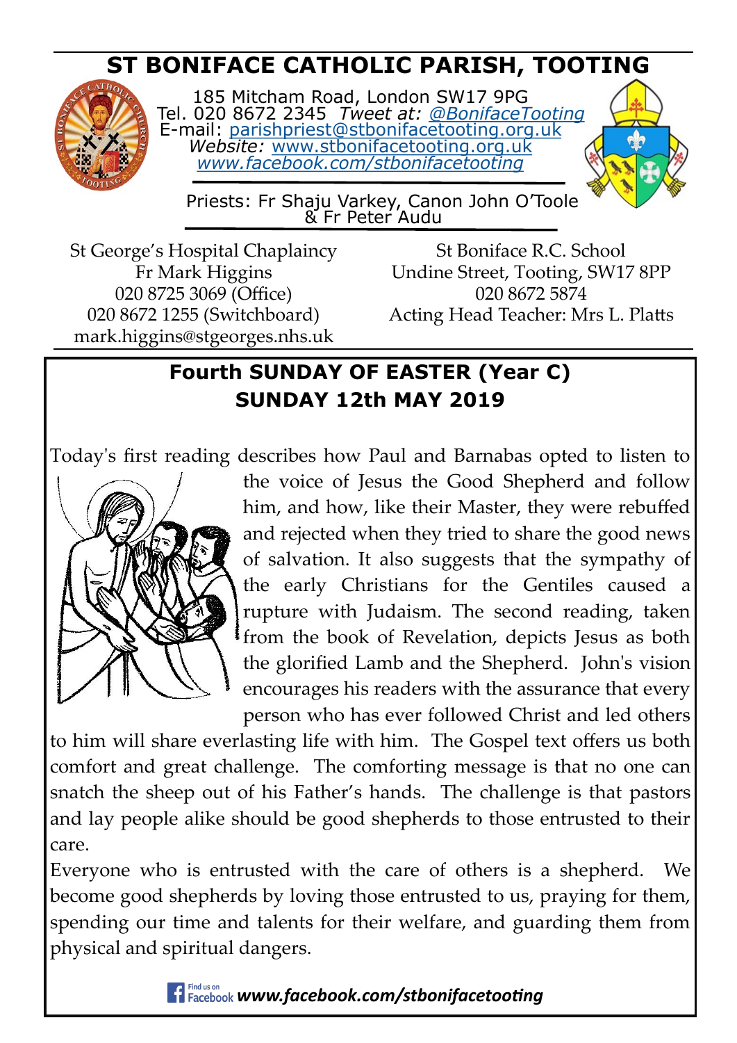# ST BONIFACE CATHOLIC PARISH, TOOTING

185 Mitcham Road, London SW17 9PG
Tel. 020 8672 2345 *Tweet at:* @BonifaceTooting
E-mail: parishpriest@stbonifacetooting.org.uk
*Website:* www.stbonifacetooting.org.uk
*www.facebook.com/stbonifacetooting*

Priests: Fr Shaju Varkey, Canon John O'Toole & Fr Peter Audu

St George's Hospital Chaplaincy
Fr Mark Higgins
020 8725 3069 (Office)
020 8672 1255 (Switchboard)
mark.higgins@stgeorges.nhs.uk

St Boniface R.C. School
Undine Street, Tooting, SW17 8PP
020 8672 5874
Acting Head Teacher: Mrs L. Platts

## Fourth SUNDAY OF EASTER (Year C)
## SUNDAY 12th MAY 2019

Today's first reading describes how Paul and Barnabas opted to listen to the voice of Jesus the Good Shepherd and follow him, and how, like their Master, they were rebuffed and rejected when they tried to share the good news of salvation. It also suggests that the sympathy of the early Christians for the Gentiles caused a rupture with Judaism. The second reading, taken from the book of Revelation, depicts Jesus as both the glorified Lamb and the Shepherd. John's vision encourages his readers with the assurance that every person who has ever followed Christ and led others to him will share everlasting life with him. The Gospel text offers us both comfort and great challenge. The comforting message is that no one can snatch the sheep out of his Father's hands. The challenge is that pastors and lay people alike should be good shepherds to those entrusted to their care.

Everyone who is entrusted with the care of others is a shepherd. We become good shepherds by loving those entrusted to us, praying for them, spending our time and talents for their welfare, and guarding them from physical and spiritual dangers.

Find us on Facebook ***www.facebook.com/stbonifacetooting***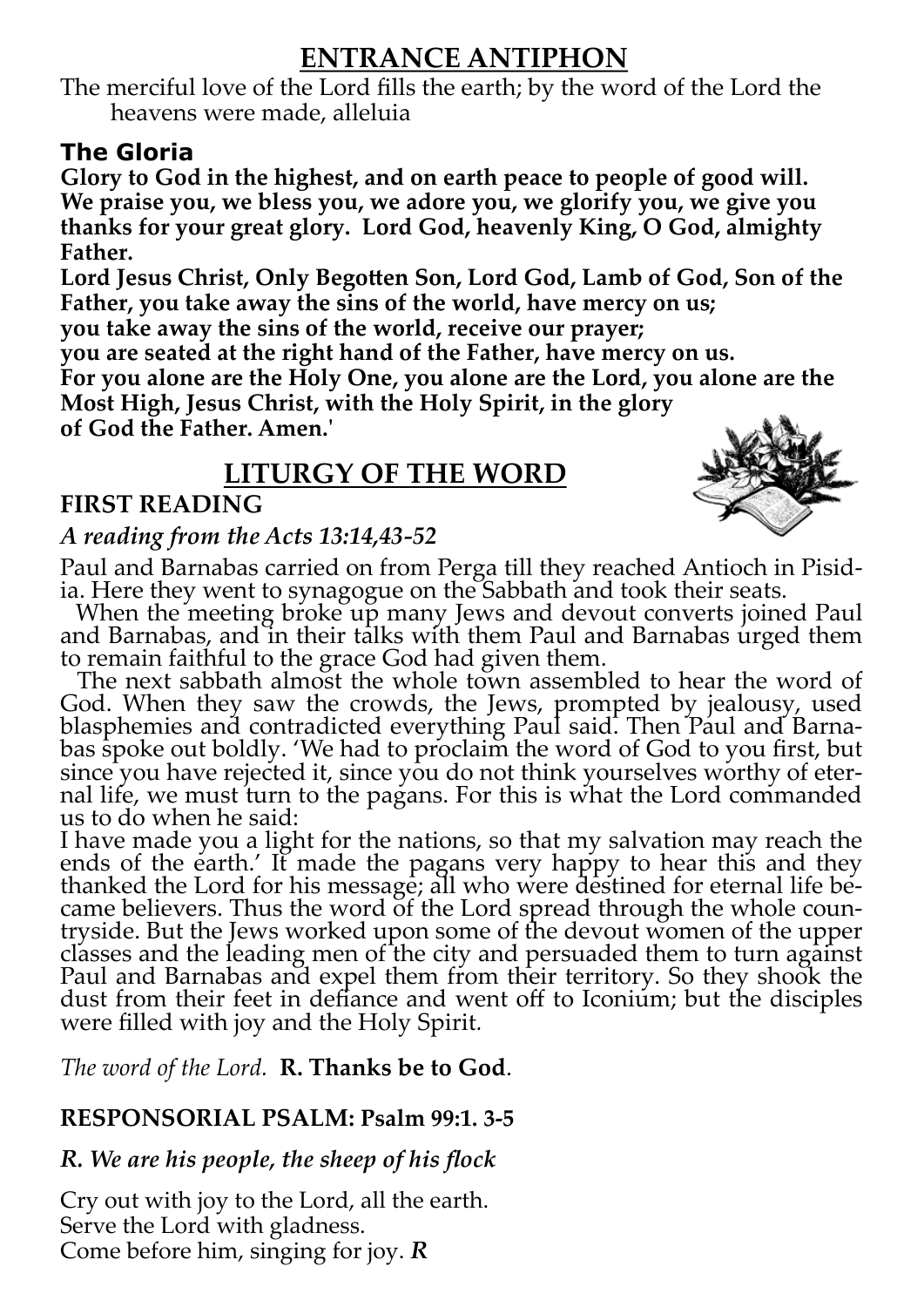## ENTRANCE ANTIPHON

The merciful love of the Lord fills the earth; by the word of the Lord the heavens were made, alleluia

### The Gloria

**Glory to God in the highest, and on earth peace to people of good will. We praise you, we bless you, we adore you, we glorify you, we give you thanks for your great glory. Lord God, heavenly King, O God, almighty Father.**

**Lord Jesus Christ, Only Begotten Son, Lord God, Lamb of God, Son of the Father, you take away the sins of the world, have mercy on us;**
**you take away the sins of the world, receive our prayer;**
**you are seated at the right hand of the Father, have mercy on us.**
**For you alone are the Holy One, you alone are the Lord, you alone are the Most High, Jesus Christ, with the Holy Spirit, in the glory of God the Father. Amen.'**

## LITURGY OF THE WORD

### FIRST READING

*A reading from the Acts 13:14,43-52*

Paul and Barnabas carried on from Perga till they reached Antioch in Pisidia. Here they went to synagogue on the Sabbath and took their seats.

When the meeting broke up many Jews and devout converts joined Paul and Barnabas, and in their talks with them Paul and Barnabas urged them to remain faithful to the grace God had given them.

The next sabbath almost the whole town assembled to hear the word of God. When they saw the crowds, the Jews, prompted by jealousy, used blasphemies and contradicted everything Paul said. Then Paul and Barnabas spoke out boldly. 'We had to proclaim the word of God to you first, but since you have rejected it, since you do not think yourselves worthy of eternal life, we must turn to the pagans. For this is what the Lord commanded us to do when he said:

I have made you a light for the nations, so that my salvation may reach the ends of the earth.' It made the pagans very happy to hear this and they thanked the Lord for his message; all who were destined for eternal life became believers. Thus the word of the Lord spread through the whole countryside. But the Jews worked upon some of the devout women of the upper classes and the leading men of the city and persuaded them to turn against Paul and Barnabas and expel them from their territory. So they shook the dust from their feet in defiance and went off to Iconium; but the disciples were filled with joy and the Holy Spirit.

*The word of the Lord.* **R. Thanks be to God**.

### RESPONSORIAL PSALM: Psalm 99:1. 3-5

***R. We are his people, the sheep of his flock***

Cry out with joy to the Lord, all the earth.
Serve the Lord with gladness.
Come before him, singing for joy. ***R***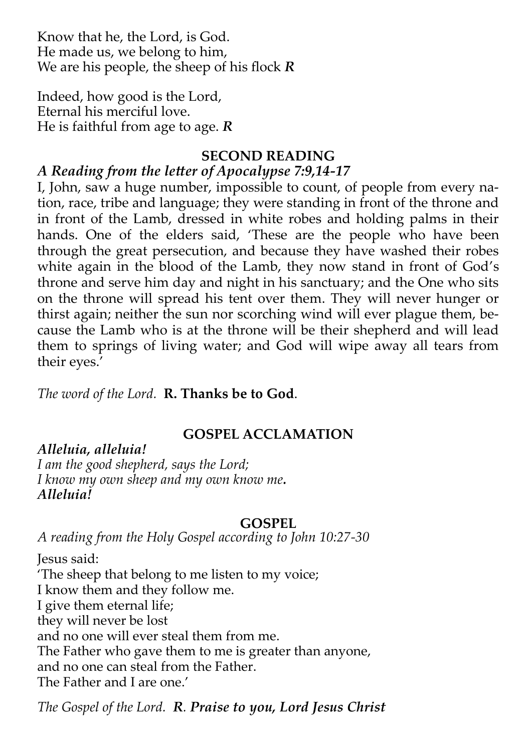Know that he, the Lord, is God.
He made us, we belong to him,
We are his people, the sheep of his flock ***R***

Indeed, how good is the Lord,
Eternal his merciful love.
He is faithful from age to age. ***R***

## SECOND READING

***A Reading from the letter of Apocalypse 7:9,14-17***

I, John, saw a huge number, impossible to count, of people from every nation, race, tribe and language; they were standing in front of the throne and in front of the Lamb, dressed in white robes and holding palms in their hands. One of the elders said, 'These are the people who have been through the great persecution, and because they have washed their robes white again in the blood of the Lamb, they now stand in front of God's throne and serve him day and night in his sanctuary; and the One who sits on the throne will spread his tent over them. They will never hunger or thirst again; neither the sun nor scorching wind will ever plague them, because the Lamb who is at the throne will be their shepherd and will lead them to springs of living water; and God will wipe away all tears from their eyes.'

*The word of the Lord.* **R. Thanks be to God**.

## GOSPEL ACCLAMATION

***Alleluia, alleluia!***
*I am the good shepherd, says the Lord;*
*I know my own sheep and my own know me.*
***Alleluia!***

## GOSPEL

*A reading from the Holy Gospel according to John 10:27-30*

Jesus said:
'The sheep that belong to me listen to my voice;
I know them and they follow me.
I give them eternal life;
they will never be lost
and no one will ever steal them from me.
The Father who gave them to me is greater than anyone,
and no one can steal from the Father.
The Father and I are one.'

*The Gospel of the Lord.* ***R. Praise to you, Lord Jesus Christ***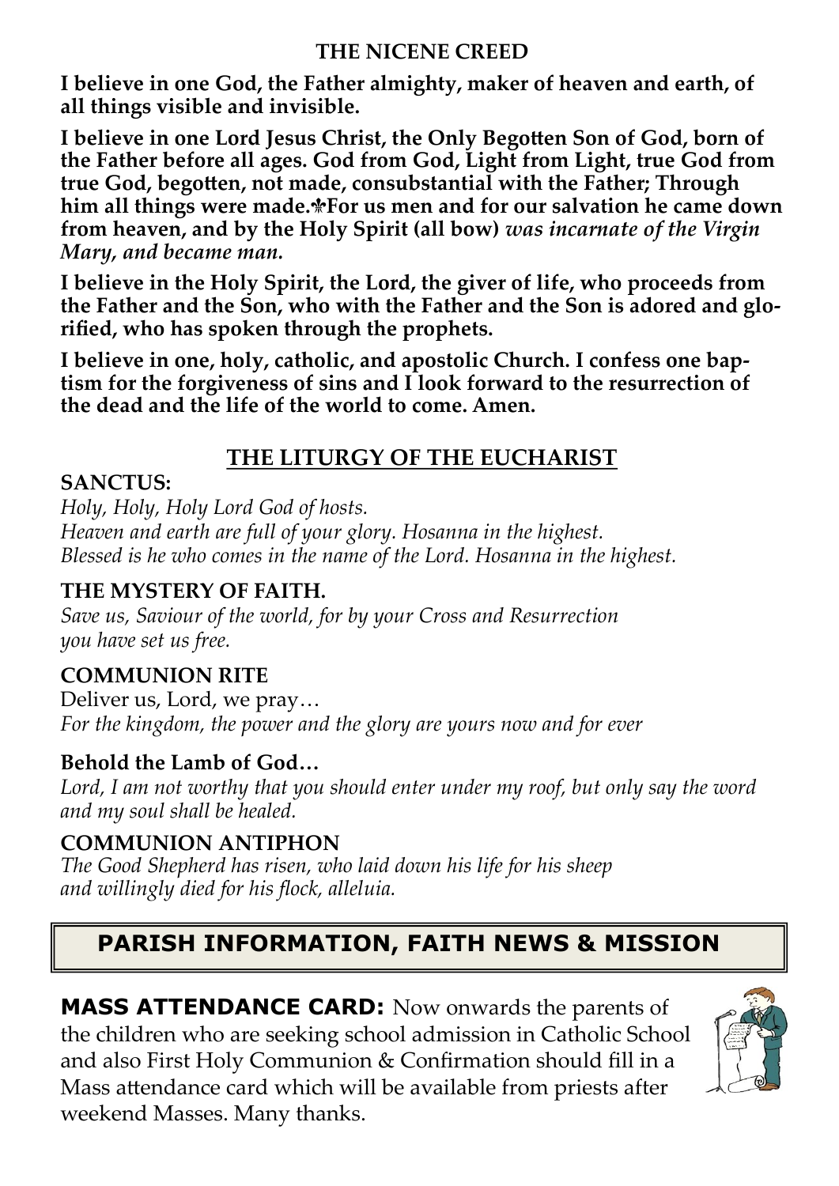## THE NICENE CREED

**I believe in one God, the Father almighty, maker of heaven and earth, of all things visible and invisible.**

**I believe in one Lord Jesus Christ, the Only Begotten Son of God, born of the Father before all ages. God from God, Light from Light, true God from true God, begotten, not made, consubstantial with the Father; Through him all things were made.✠For us men and for our salvation he came down from heaven, and by the Holy Spirit (all bow)** ***was incarnate of the Virgin Mary, and became man.***

**I believe in the Holy Spirit, the Lord, the giver of life, who proceeds from the Father and the Son, who with the Father and the Son is adored and glorified, who has spoken through the prophets.**

**I believe in one, holy, catholic, and apostolic Church. I confess one baptism for the forgiveness of sins and I look forward to the resurrection of the dead and the life of the world to come. Amen.**

## THE LITURGY OF THE EUCHARIST

**SANCTUS:**

*Holy, Holy, Holy Lord God of hosts.*
*Heaven and earth are full of your glory. Hosanna in the highest.*
*Blessed is he who comes in the name of the Lord. Hosanna in the highest.*

**THE MYSTERY OF FAITH.**

*Save us, Saviour of the world, for by your Cross and Resurrection*
*you have set us free.*

**COMMUNION RITE**

Deliver us, Lord, we pray…
*For the kingdom, the power and the glory are yours now and for ever*

**Behold the Lamb of God…**

*Lord, I am not worthy that you should enter under my roof, but only say the word and my soul shall be healed.*

**COMMUNION ANTIPHON**

*The Good Shepherd has risen, who laid down his life for his sheep*
*and willingly died for his flock, alleluia.*

## PARISH INFORMATION, FAITH NEWS & MISSION

**MASS ATTENDANCE CARD:** Now onwards the parents of the children who are seeking school admission in Catholic School and also First Holy Communion & Confirmation should fill in a Mass attendance card which will be available from priests after weekend Masses. Many thanks.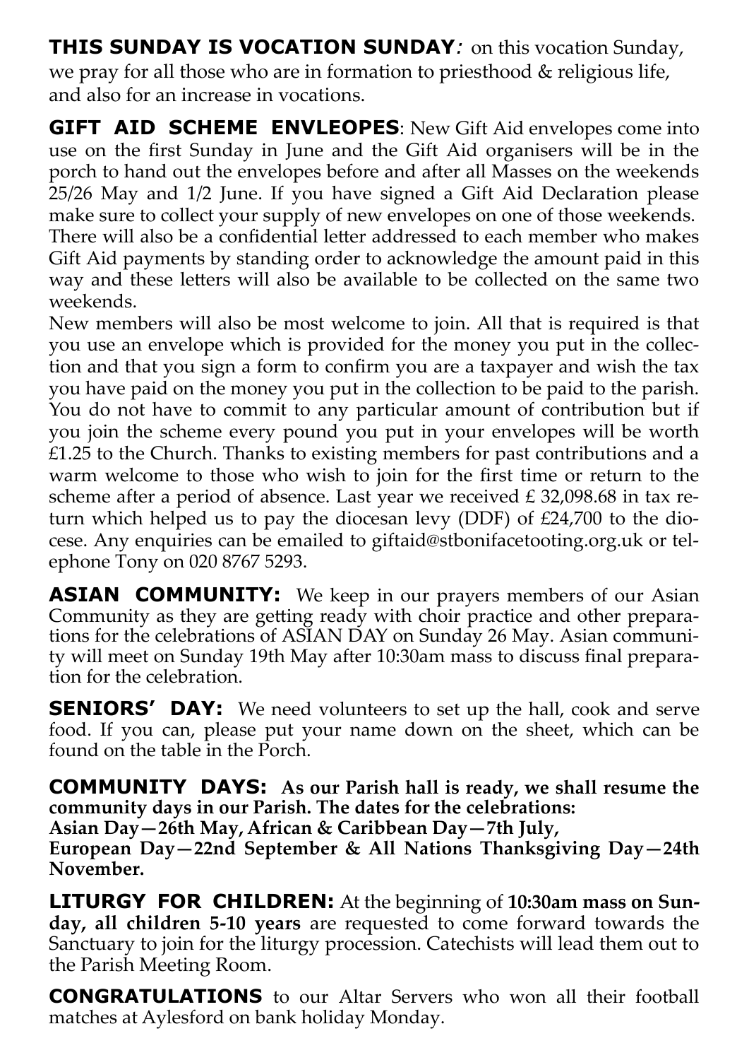**THIS SUNDAY IS VOCATION SUNDAY***:* on this vocation Sunday, we pray for all those who are in formation to priesthood & religious life, and also for an increase in vocations.

**GIFT AID SCHEME ENVLEOPES**: New Gift Aid envelopes come into use on the first Sunday in June and the Gift Aid organisers will be in the porch to hand out the envelopes before and after all Masses on the weekends 25/26 May and 1/2 June. If you have signed a Gift Aid Declaration please make sure to collect your supply of new envelopes on one of those weekends. There will also be a confidential letter addressed to each member who makes Gift Aid payments by standing order to acknowledge the amount paid in this way and these letters will also be available to be collected on the same two weekends.

New members will also be most welcome to join. All that is required is that you use an envelope which is provided for the money you put in the collection and that you sign a form to confirm you are a taxpayer and wish the tax you have paid on the money you put in the collection to be paid to the parish. You do not have to commit to any particular amount of contribution but if you join the scheme every pound you put in your envelopes will be worth £1.25 to the Church. Thanks to existing members for past contributions and a warm welcome to those who wish to join for the first time or return to the scheme after a period of absence. Last year we received £ 32,098.68 in tax return which helped us to pay the diocesan levy (DDF) of £24,700 to the diocese. Any enquiries can be emailed to giftaid@stbonifacetooting.org.uk or telephone Tony on 020 8767 5293.

**ASIAN COMMUNITY:** We keep in our prayers members of our Asian Community as they are getting ready with choir practice and other preparations for the celebrations of ASIAN DAY on Sunday 26 May. Asian community will meet on Sunday 19th May after 10:30am mass to discuss final preparation for the celebration.

**SENIORS' DAY:** We need volunteers to set up the hall, cook and serve food. If you can, please put your name down on the sheet, which can be found on the table in the Porch.

**COMMUNITY DAYS: As our Parish hall is ready, we shall resume the community days in our Parish. The dates for the celebrations:**
**Asian Day—26th May, African & Caribbean Day—7th July,**
**European Day—22nd September & All Nations Thanksgiving Day—24th November.**

**LITURGY FOR CHILDREN:** At the beginning of **10:30am mass on Sunday, all children 5-10 years** are requested to come forward towards the Sanctuary to join for the liturgy procession. Catechists will lead them out to the Parish Meeting Room.

**CONGRATULATIONS** to our Altar Servers who won all their football matches at Aylesford on bank holiday Monday.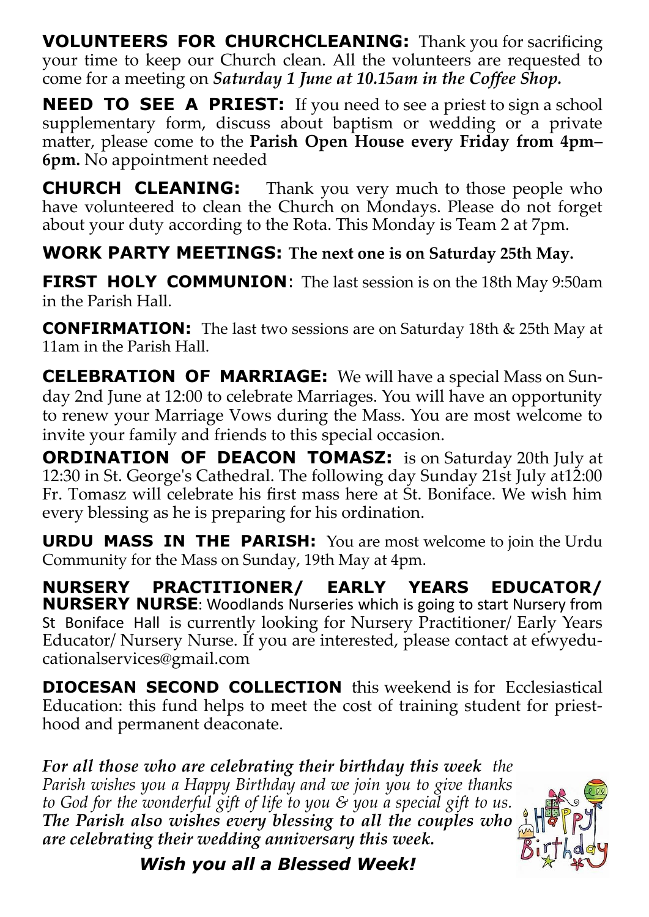**VOLUNTEERS FOR CHURCHCLEANING:** Thank you for sacrificing your time to keep our Church clean. All the volunteers are requested to come for a meeting on ***Saturday 1 June at 10.15am in the Coffee Shop.***

**NEED TO SEE A PRIEST:** If you need to see a priest to sign a school supplementary form, discuss about baptism or wedding or a private matter, please come to the **Parish Open House every Friday from 4pm–6pm.** No appointment needed

**CHURCH CLEANING:** Thank you very much to those people who have volunteered to clean the Church on Mondays. Please do not forget about your duty according to the Rota. This Monday is Team 2 at 7pm.

**WORK PARTY MEETINGS: The next one is on Saturday 25th May.**

**FIRST HOLY COMMUNION**: The last session is on the 18th May 9:50am in the Parish Hall.

**CONFIRMATION:** The last two sessions are on Saturday 18th & 25th May at 11am in the Parish Hall.

**CELEBRATION OF MARRIAGE:** We will have a special Mass on Sunday 2nd June at 12:00 to celebrate Marriages. You will have an opportunity to renew your Marriage Vows during the Mass. You are most welcome to invite your family and friends to this special occasion.

**ORDINATION OF DEACON TOMASZ:** is on Saturday 20th July at 12:30 in St. George's Cathedral. The following day Sunday 21st July at12:00 Fr. Tomasz will celebrate his first mass here at St. Boniface. We wish him every blessing as he is preparing for his ordination.

**URDU MASS IN THE PARISH:** You are most welcome to join the Urdu Community for the Mass on Sunday, 19th May at 4pm.

**NURSERY PRACTITIONER/ EARLY YEARS EDUCATOR/ NURSERY NURSE**: Woodlands Nurseries which is going to start Nursery from St Boniface Hall is currently looking for Nursery Practitioner/ Early Years Educator/ Nursery Nurse. If you are interested, please contact at efwyeducationalservices@gmail.com

**DIOCESAN SECOND COLLECTION** this weekend is for Ecclesiastical Education: this fund helps to meet the cost of training student for priesthood and permanent deaconate.

***For all those who are celebrating their birthday this week*** *the Parish wishes you a Happy Birthday and we join you to give thanks to God for the wonderful gift of life to you & you a special gift to us.* ***The Parish also wishes every blessing to all the couples who are celebrating their wedding anniversary this week.***

***Wish you all a Blessed Week!***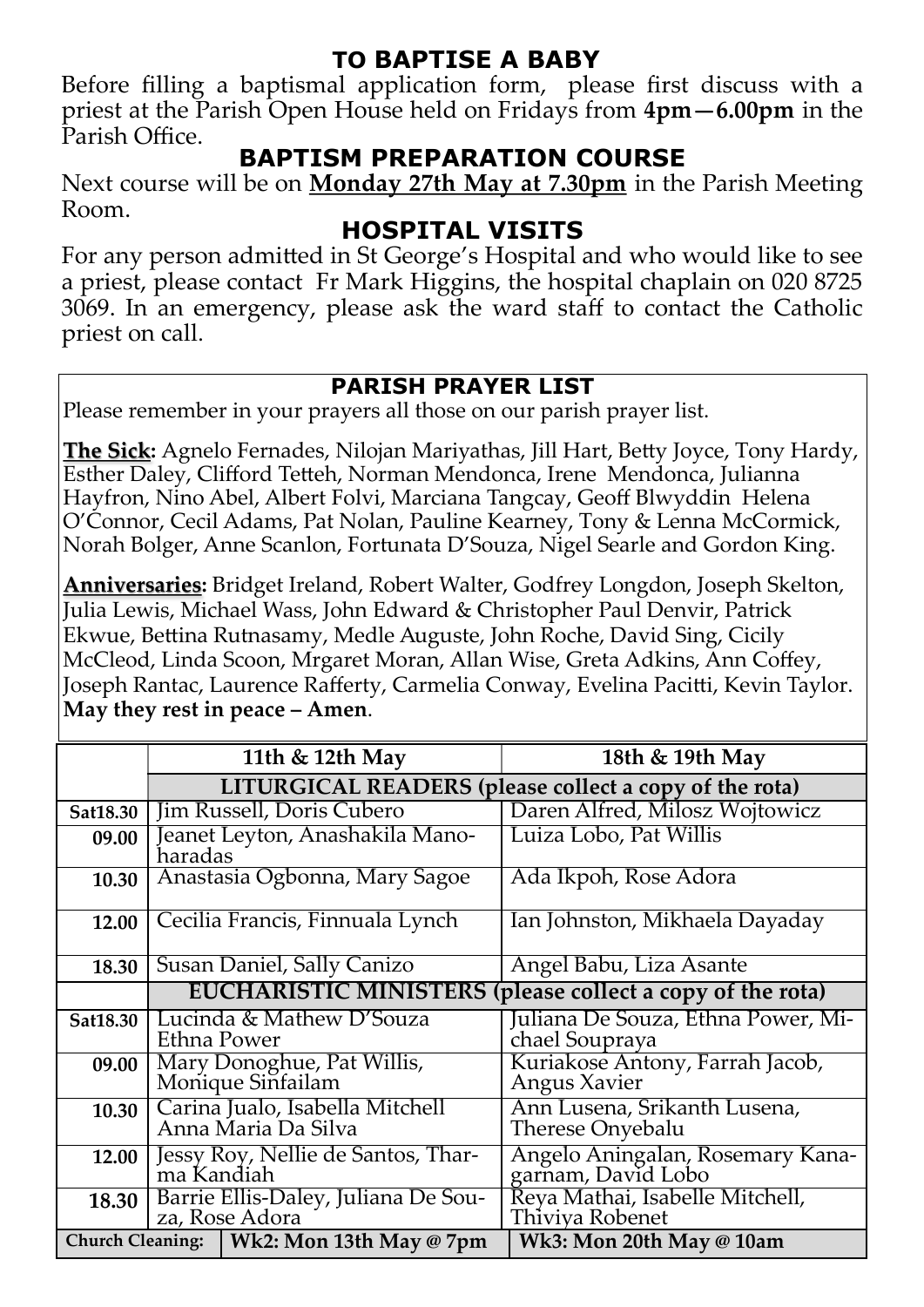## TO BAPTISE A BABY

Before filling a baptismal application form, please first discuss with a priest at the Parish Open House held on Fridays from **4pm—6.00pm** in the Parish Office.

## BAPTISM PREPARATION COURSE

Next course will be on **Monday 27th May at 7.30pm** in the Parish Meeting Room.

## HOSPITAL VISITS

For any person admitted in St George's Hospital and who would like to see a priest, please contact Fr Mark Higgins, the hospital chaplain on 020 8725 3069. In an emergency, please ask the ward staff to contact the Catholic priest on call.

## PARISH PRAYER LIST

Please remember in your prayers all those on our parish prayer list.

**The Sick:** Agnelo Fernades, Nilojan Mariyathas, Jill Hart, Betty Joyce, Tony Hardy, Esther Daley, Clifford Tetteh, Norman Mendonca, Irene Mendonca, Julianna Hayfron, Nino Abel, Albert Folvi, Marciana Tangcay, Geoff Blwyddin Helena O'Connor, Cecil Adams, Pat Nolan, Pauline Kearney, Tony & Lenna McCormick, Norah Bolger, Anne Scanlon, Fortunata D'Souza, Nigel Searle and Gordon King.

**Anniversaries:** Bridget Ireland, Robert Walter, Godfrey Longdon, Joseph Skelton, Julia Lewis, Michael Wass, John Edward & Christopher Paul Denvir, Patrick Ekwue, Bettina Rutnasamy, Medle Auguste, John Roche, David Sing, Cicily McCleod, Linda Scoon, Mrgaret Moran, Allan Wise, Greta Adkins, Ann Coffey, Joseph Rantac, Laurence Rafferty, Carmelia Conway, Evelina Pacitti, Kevin Taylor. **May they rest in peace – Amen**.

| | 11th & 12th May | 18th & 19th May |
|---|---|---|
| | **LITURGICAL READERS (please collect a copy of the rota)** | |
| **Sat18.30** | Jim Russell, Doris Cubero | Daren Alfred, Milosz Wojtowicz |
| **09.00** | Jeanet Leyton, Anashakila Manoharadas | Luiza Lobo, Pat Willis |
| **10.30** | Anastasia Ogbonna, Mary Sagoe | Ada Ikpoh, Rose Adora |
| **12.00** | Cecilia Francis, Finnuala Lynch | Ian Johnston, Mikhaela Dayaday |
| **18.30** | Susan Daniel, Sally Canizo | Angel Babu, Liza Asante |
| | **EUCHARISTIC MINISTERS (please collect a copy of the rota)** | |
| **Sat18.30** | Lucinda & Mathew D'Souza Ethna Power | Juliana De Souza, Ethna Power, Michael Soupraya |
| **09.00** | Mary Donoghue, Pat Willis, Monique Sinfailam | Kuriakose Antony, Farrah Jacob, Angus Xavier |
| **10.30** | Carina Jualo, Isabella Mitchell Anna Maria Da Silva | Ann Lusena, Srikanth Lusena, Therese Onyebalu |
| **12.00** | Jessy Roy, Nellie de Santos, Tharma Kandiah | Angelo Aningalan, Rosemary Kanagarnam, David Lobo |
| **18.30** | Barrie Ellis-Daley, Juliana De Souza, Rose Adora | Reya Mathai, Isabelle Mitchell, Thiviya Robenet |
| **Church Cleaning:** | **Wk2: Mon 13th May @ 7pm** | **Wk3: Mon 20th May @ 10am** |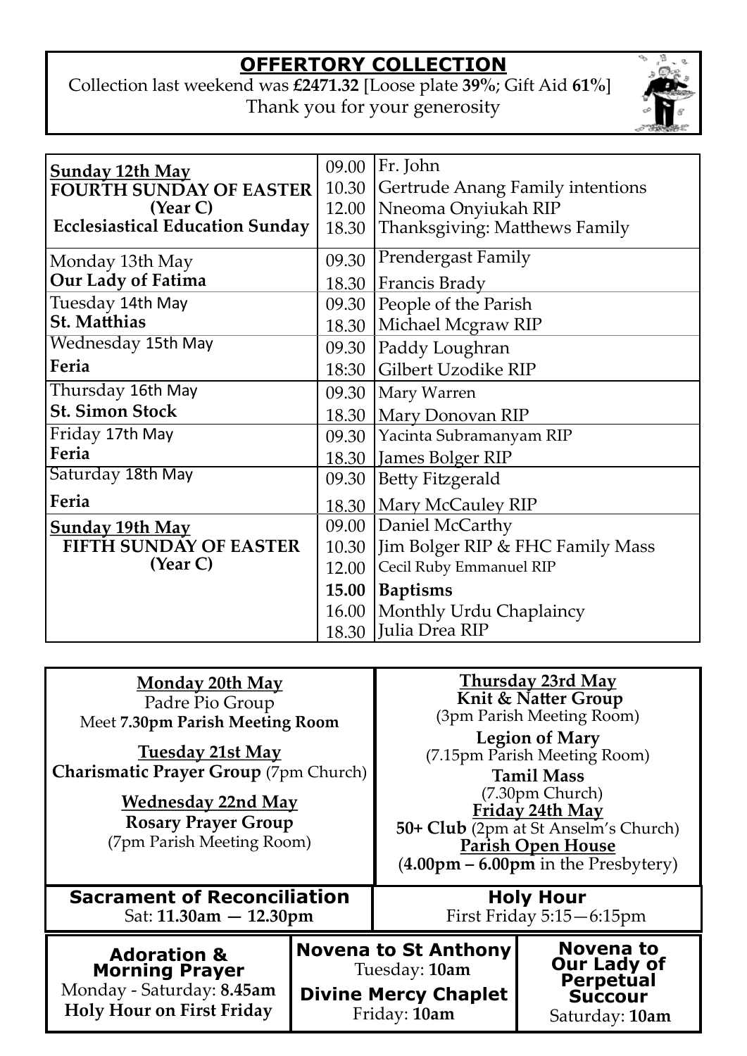## OFFERTORY COLLECTION

Collection last weekend was **£2471.32** [Loose plate **39%**; Gift Aid **61%**]
Thank you for your generosity

| | | |
|---|---|---|
| **Sunday 12th May**<br>**FOURTH SUNDAY OF EASTER (Year C)**<br>**Ecclesiastical Education Sunday** | 09.00<br>10.30<br>12.00<br>18.30 | Fr. John<br>Gertrude Anang Family intentions<br>Nneoma Onyiukah RIP<br>Thanksgiving: Matthews Family |
| Monday 13th May<br>**Our Lady of Fatima** | 09.30<br>18.30 | Prendergast Family<br>Francis Brady |
| Tuesday 14th May<br>**St. Matthias** | 09.30<br>18.30 | People of the Parish<br>Michael Mcgraw RIP |
| Wednesday 15th May<br>**Feria** | 09.30<br>18:30 | Paddy Loughran<br>Gilbert Uzodike RIP |
| Thursday 16th May<br>**St. Simon Stock** | 09.30<br>18.30 | Mary Warren<br>Mary Donovan RIP |
| Friday 17th May<br>**Feria** | 09.30<br>18.30 | Yacinta Subramanyam RIP<br>James Bolger RIP |
| Saturday 18th May<br>**Feria** | 09.30<br>18.30 | Betty Fitzgerald<br>Mary McCauley RIP |
| **Sunday 19th May**<br>**FIFTH SUNDAY OF EASTER (Year C)** | 09.00<br>10.30<br>12.00<br>**15.00**<br>16.00<br>18.30 | Daniel McCarthy<br>Jim Bolger RIP & FHC Family Mass<br>Cecil Ruby Emmanuel RIP<br>**Baptisms**<br>Monthly Urdu Chaplaincy<br>Julia Drea RIP |

**Monday 20th May**
Padre Pio Group
Meet **7.30pm Parish Meeting Room**

**Tuesday 21st May**
**Charismatic Prayer Group** (7pm Church)

**Wednesday 22nd May**
**Rosary Prayer Group**
(7pm Parish Meeting Room)

**Thursday 23rd May**
**Knit & Natter Group**
(3pm Parish Meeting Room)
**Legion of Mary**
(7.15pm Parish Meeting Room)
**Tamil Mass**
(7.30pm Church)

**Friday 24th May**
**50+ Club** (2pm at St Anselm's Church)
**Parish Open House**
(**4.00pm – 6.00pm** in the Presbytery)

**Sacrament of Reconciliation**
Sat: **11.30am — 12.30pm**

**Holy Hour**
First Friday 5:15—6:15pm

**Adoration & Morning Prayer**
Monday - Saturday: **8.45am**
**Holy Hour on First Friday**

**Novena to St Anthony**
Tuesday: **10am**

**Divine Mercy Chaplet**
Friday: **10am**

**Novena to Our Lady of Perpetual Succour**
Saturday: **10am**